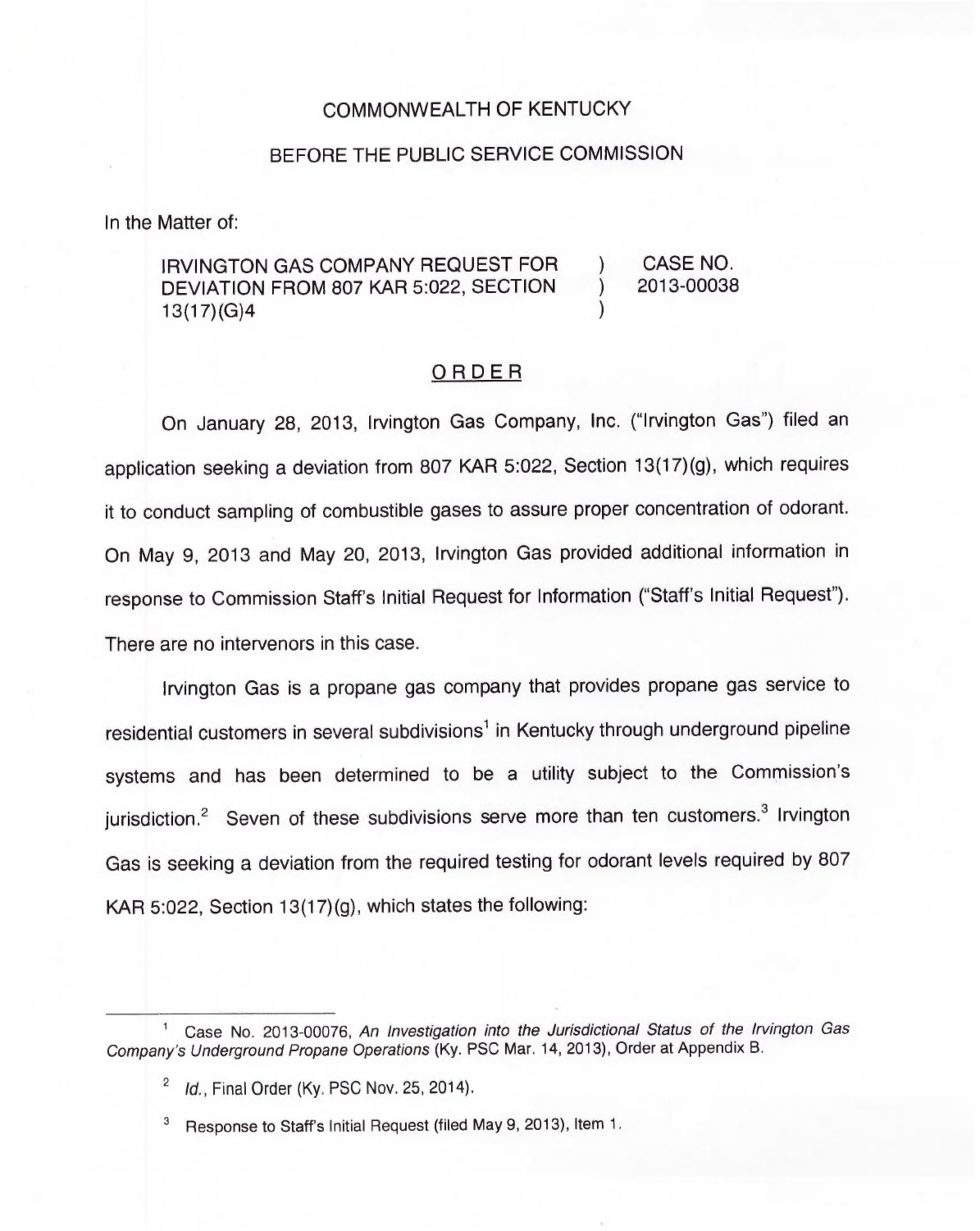COMMONWEALTH OF KENTUCKY

BEFORE THE PUBLIC SERVICE COMMISSION

In the Matter of:

IRVINGTON GAS COMPANY REQUEST FOR DEVIATION FROM 807 KAR 5:022, SECTION 13(17)(G)4 ) CASE NO. 2013-00038

## ORDER

On January 28, 2013, Irvington Gas Company, Inc. ("Irvington Gas") filed an application seeking a deviation from 807 KAR 5:022, Section 13(17)(g), which requires it to conduct sampling of combustible gases to assure proper concentration of odorant. On May 9, 2013 and May 20, 2013, Irvington Gas provided additional information in response to Commission Staff's Initial Request for Information ("Staff's Initial Request"). There are no intervenors in this case.

Irvington Gas is a propane gas company that provides propane gas service to residential customers in several subdivisions[1] in Kentucky through underground pipeline systems and has been determined to be a utility subject to the Commission's jurisdiction.[2] Seven of these subdivisions serve more than ten customers.[3] Irvington Gas is seeking a deviation from the required testing for odorant levels required by 807 KAR 5:022, Section 13(17)(g), which states the following:

---

[1] Case No. 2013-00076, *An Investigation into the Jurisdictional Status of the Irvington Gas Company's Underground Propane Operations* (Ky. PSC Mar. 14, 2013), Order at Appendix B.

[2] *Id.*, Final Order (Ky. PSC Nov. 25, 2014).

[3] Response to Staff's Initial Request (filed May 9, 2013), Item 1.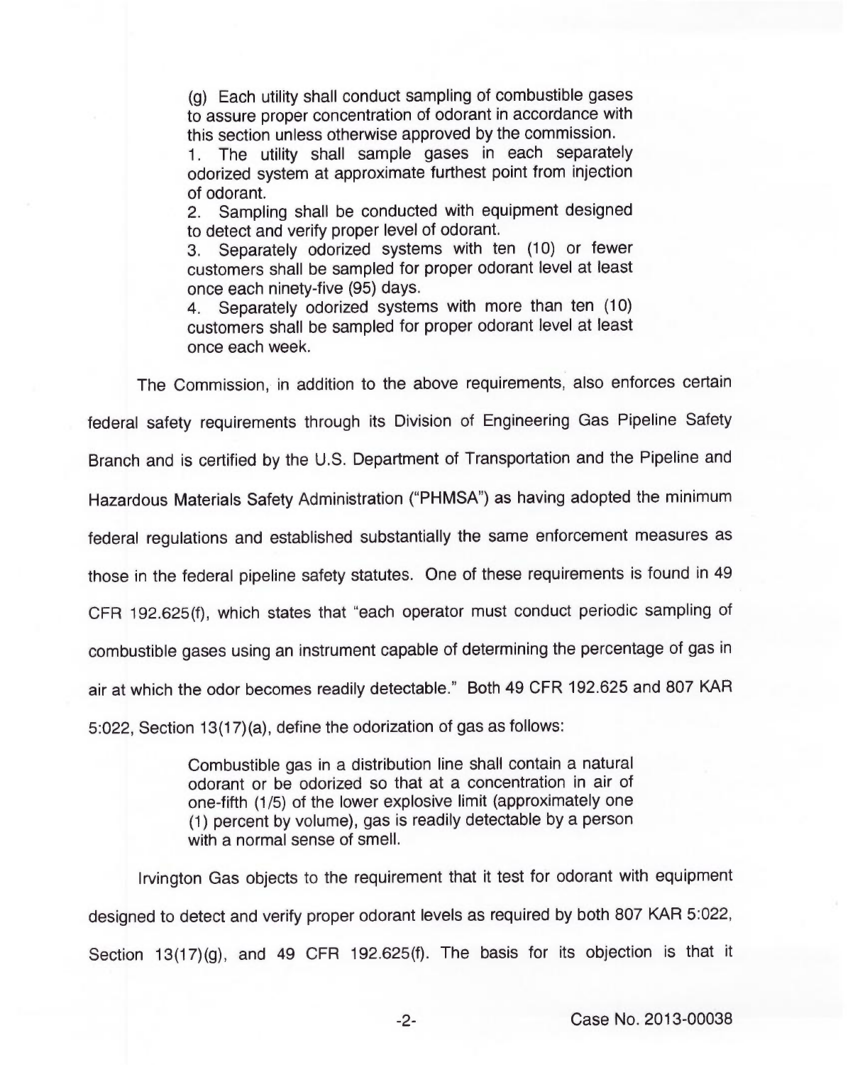(g) Each utility shall conduct sampling of combustible gases to assure proper concentration of odorant in accordance with this section unless otherwise approved by the commission.

1. The utility shall sample gases in each separately odorized system at approximate furthest point from injection of odorant.
2. Sampling shall be conducted with equipment designed to detect and verify proper level of odorant.
3. Separately odorized systems with ten (10) or fewer customers shall be sampled for proper odorant level at least once each ninety-five (95) days.
4. Separately odorized systems with more than ten (10) customers shall be sampled for proper odorant level at least once each week.

The Commission, in addition to the above requirements, also enforces certain federal safety requirements through its Division of Engineering Gas Pipeline Safety Branch and is certified by the U.S. Department of Transportation and the Pipeline and Hazardous Materials Safety Administration ("PHMSA") as having adopted the minimum federal regulations and established substantially the same enforcement measures as those in the federal pipeline safety statutes. One of these requirements is found in 49 CFR 192.625(f), which states that "each operator must conduct periodic sampling of combustible gases using an instrument capable of determining the percentage of gas in air at which the odor becomes readily detectable." Both 49 CFR 192.625 and 807 KAR 5:022, Section 13(17)(a), define the odorization of gas as follows:

> Combustible gas in a distribution line shall contain a natural odorant or be odorized so that at a concentration in air of one-fifth (1/5) of the lower explosive limit (approximately one (1) percent by volume), gas is readily detectable by a person with a normal sense of smell.

Irvington Gas objects to the requirement that it test for odorant with equipment designed to detect and verify proper odorant levels as required by both 807 KAR 5:022, Section 13(17)(g), and 49 CFR 192.625(f). The basis for its objection is that it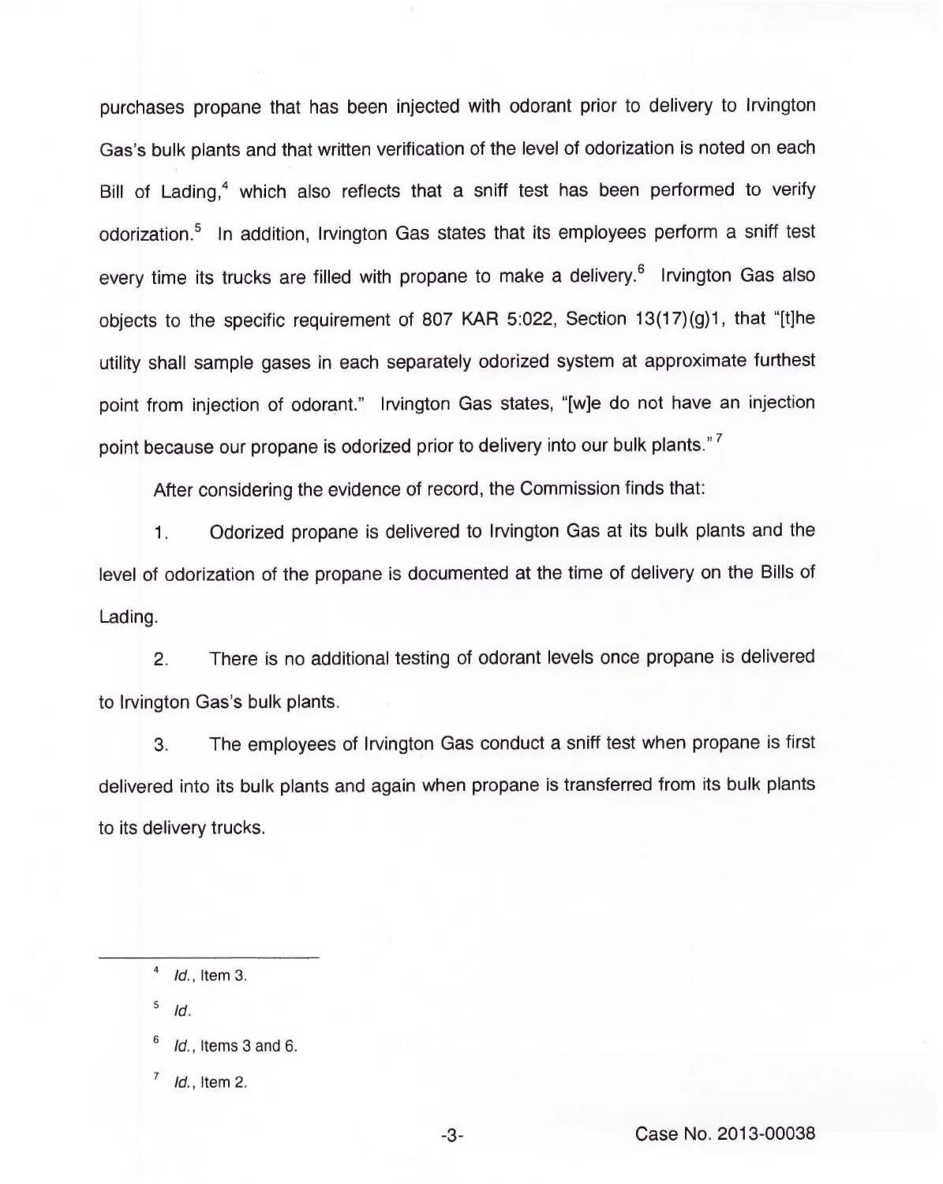purchases propane that has been injected with odorant prior to delivery to Irvington Gas's bulk plants and that written verification of the level of odorization is noted on each Bill of Lading,[4] which also reflects that a sniff test has been performed to verify odorization.[5] In addition, Irvington Gas states that its employees perform a sniff test every time its trucks are filled with propane to make a delivery.[6] Irvington Gas also objects to the specific requirement of 807 KAR 5:022, Section 13(17)(g)1, that "[t]he utility shall sample gases in each separately odorized system at approximate furthest point from injection of odorant." Irvington Gas states, "[w]e do not have an injection point because our propane is odorized prior to delivery into our bulk plants."[7]

After considering the evidence of record, the Commission finds that:

1. Odorized propane is delivered to Irvington Gas at its bulk plants and the level of odorization of the propane is documented at the time of delivery on the Bills of Lading.

2. There is no additional testing of odorant levels once propane is delivered to Irvington Gas's bulk plants.

3. The employees of Irvington Gas conduct a sniff test when propane is first delivered into its bulk plants and again when propane is transferred from its bulk plants to its delivery trucks.

---

[4] *Id.*, Item 3.

[5] *Id.*

[6] *Id.*, Items 3 and 6.

[7] *Id.*, Item 2.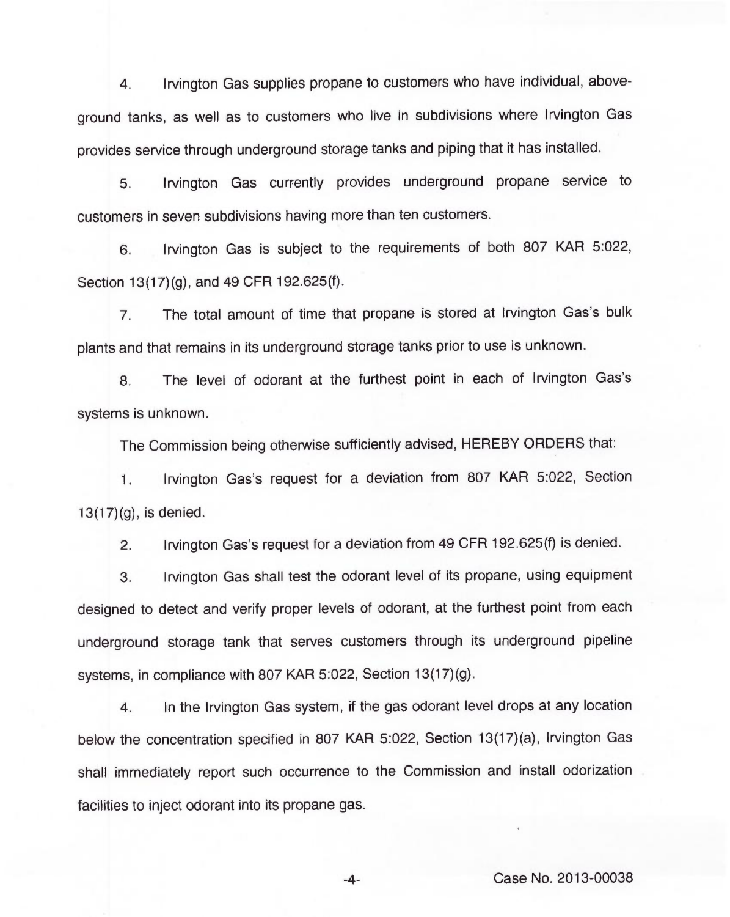4. Irvington Gas supplies propane to customers who have individual, above-ground tanks, as well as to customers who live in subdivisions where Irvington Gas provides service through underground storage tanks and piping that it has installed.

5. Irvington Gas currently provides underground propane service to customers in seven subdivisions having more than ten customers.

6. Irvington Gas is subject to the requirements of both 807 KAR 5:022, Section 13(17)(g), and 49 CFR 192.625(f).

7. The total amount of time that propane is stored at Irvington Gas's bulk plants and that remains in its underground storage tanks prior to use is unknown.

8. The level of odorant at the furthest point in each of Irvington Gas's systems is unknown.

The Commission being otherwise sufficiently advised, HEREBY ORDERS that:

1. Irvington Gas's request for a deviation from 807 KAR 5:022, Section 13(17)(g), is denied.

2. Irvington Gas's request for a deviation from 49 CFR 192.625(f) is denied.

3. Irvington Gas shall test the odorant level of its propane, using equipment designed to detect and verify proper levels of odorant, at the furthest point from each underground storage tank that serves customers through its underground pipeline systems, in compliance with 807 KAR 5:022, Section 13(17)(g).

4. In the Irvington Gas system, if the gas odorant level drops at any location below the concentration specified in 807 KAR 5:022, Section 13(17)(a), Irvington Gas shall immediately report such occurrence to the Commission and install odorization facilities to inject odorant into its propane gas.

Case No. 2013-00038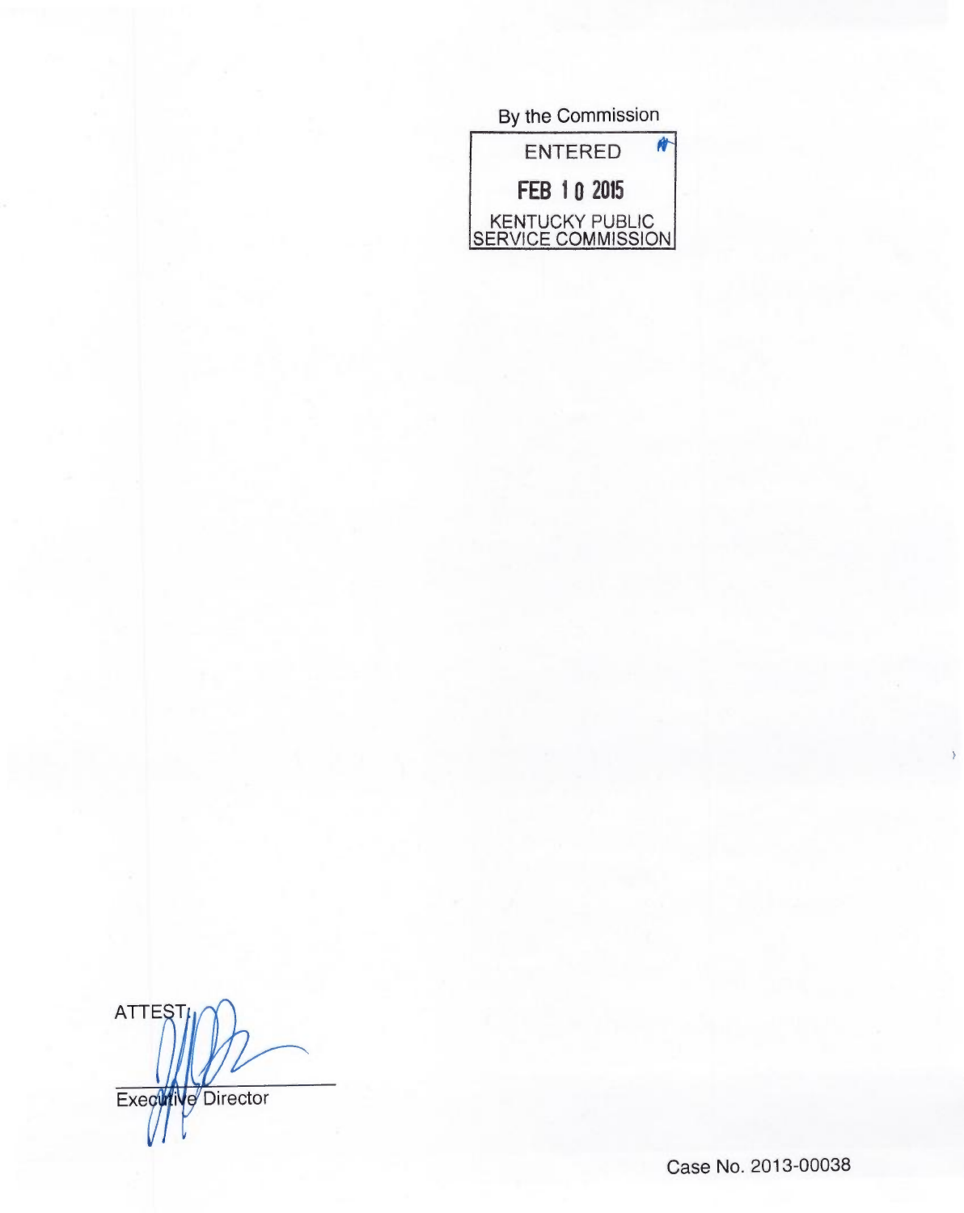By the Commission

ENTERED

FEB 10 2015

KENTUCKY PUBLIC SERVICE COMMISSION

ATTEST:

Executive Director

Case No. 2013-00038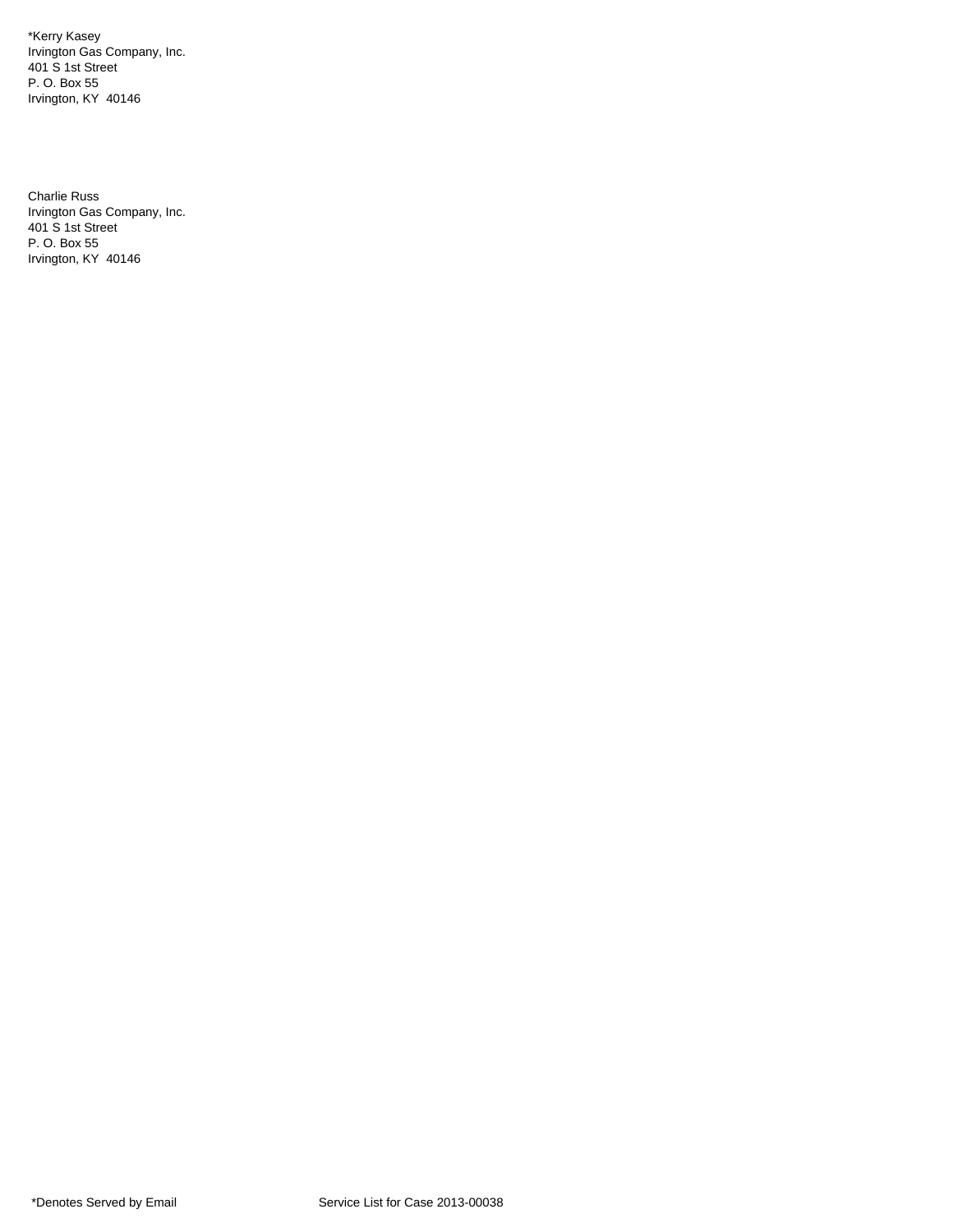*Kerry Kasey
Irvington Gas Company, Inc.
401 S 1st Street
P. O. Box 55
Irvington, KY  40146

Charlie Russ
Irvington Gas Company, Inc.
401 S 1st Street
P. O. Box 55
Irvington, KY  40146